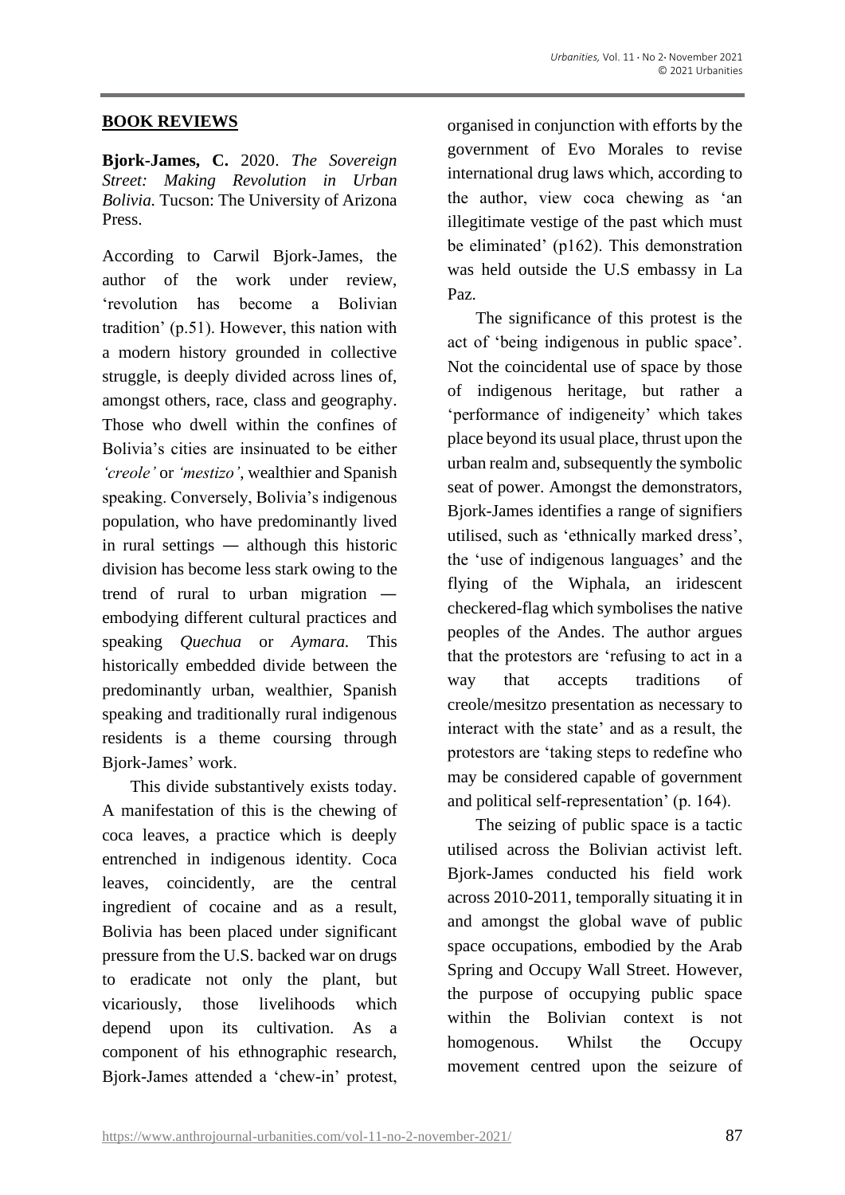**BOOK REVIEWS**

**Bjork-James, C.** 2020. *The Sovereign Street: Making Revolution in Urban Bolivia.* Tucson: The University of Arizona Press.

According to Carwil Bjork-James, the author of the work under review, 'revolution has become a Bolivian tradition' (p.51). However, this nation with a modern history grounded in collective struggle, is deeply divided across lines of, amongst others, race, class and geography. Those who dwell within the confines of Bolivia's cities are insinuated to be either *'creole'* or *'mestizo'*, wealthier and Spanish speaking. Conversely, Bolivia's indigenous population, who have predominantly lived in rural settings ― although this historic division has become less stark owing to the trend of rural to urban migration ― embodying different cultural practices and speaking *Quechua* or *Aymara.* This historically embedded divide between the predominantly urban, wealthier, Spanish speaking and traditionally rural indigenous residents is a theme coursing through Bjork-James' work.

This divide substantively exists today. A manifestation of this is the chewing of coca leaves, a practice which is deeply entrenched in indigenous identity. Coca leaves, coincidently, are the central ingredient of cocaine and as a result, Bolivia has been placed under significant pressure from the U.S. backed war on drugs to eradicate not only the plant, but vicariously, those livelihoods which depend upon its cultivation. As a component of his ethnographic research, Bjork-James attended a 'chew-in' protest, organised in conjunction with efforts by the government of Evo Morales to revise international drug laws which, according to the author, view coca chewing as 'an illegitimate vestige of the past which must be eliminated' (p162). This demonstration was held outside the U.S embassy in La Paz.

The significance of this protest is the act of 'being indigenous in public space'. Not the coincidental use of space by those of indigenous heritage, but rather a 'performance of indigeneity' which takes place beyond its usual place, thrust upon the urban realm and, subsequently the symbolic seat of power. Amongst the demonstrators, Bjork-James identifies a range of signifiers utilised, such as 'ethnically marked dress', the 'use of indigenous languages' and the flying of the Wiphala, an iridescent checkered-flag which symbolises the native peoples of the Andes. The author argues that the protestors are 'refusing to act in a way that accepts traditions of creole/mesitzo presentation as necessary to interact with the state' and as a result, the protestors are 'taking steps to redefine who may be considered capable of government and political self-representation' (p. 164).

The seizing of public space is a tactic utilised across the Bolivian activist left. Bjork-James conducted his field work across 2010-2011, temporally situating it in and amongst the global wave of public space occupations, embodied by the Arab Spring and Occupy Wall Street. However, the purpose of occupying public space within the Bolivian context is not homogenous. Whilst the Occupy movement centred upon the seizure of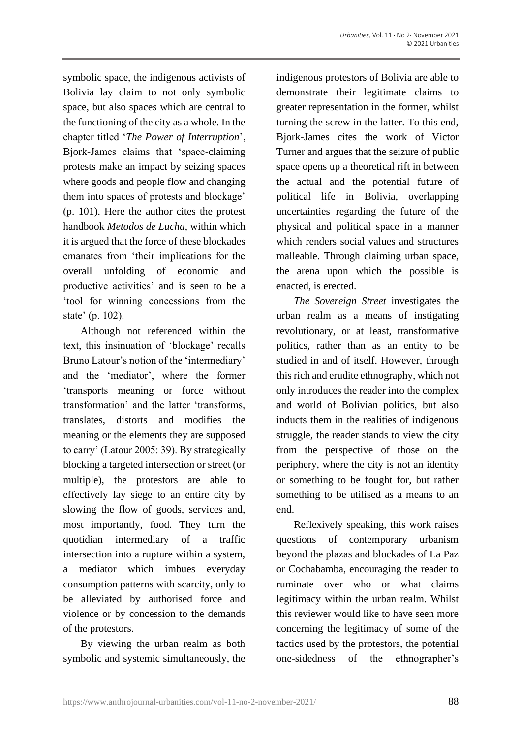symbolic space, the indigenous activists of Bolivia lay claim to not only symbolic space, but also spaces which are central to the functioning of the city as a whole. In the chapter titled '*The Power of Interruption*', Bjork-James claims that 'space-claiming protests make an impact by seizing spaces where goods and people flow and changing them into spaces of protests and blockage' (p. 101). Here the author cites the protest handbook *Metodos de Lucha*, within which it is argued that the force of these blockades emanates from 'their implications for the overall unfolding of economic and productive activities' and is seen to be a 'tool for winning concessions from the state' (p. 102).

Although not referenced within the text, this insinuation of 'blockage' recalls Bruno Latour's notion of the 'intermediary' and the 'mediator', where the former 'transports meaning or force without transformation' and the latter 'transforms, translates, distorts and modifies the meaning or the elements they are supposed to carry' (Latour 2005: 39). By strategically blocking a targeted intersection or street (or multiple), the protestors are able to effectively lay siege to an entire city by slowing the flow of goods, services and, most importantly, food. They turn the quotidian intermediary of a traffic intersection into a rupture within a system, a mediator which imbues everyday consumption patterns with scarcity, only to be alleviated by authorised force and violence or by concession to the demands of the protestors.

By viewing the urban realm as both symbolic and systemic simultaneously, the indigenous protestors of Bolivia are able to demonstrate their legitimate claims to greater representation in the former, whilst turning the screw in the latter. To this end, Bjork-James cites the work of Victor Turner and argues that the seizure of public space opens up a theoretical rift in between the actual and the potential future of political life in Bolivia, overlapping uncertainties regarding the future of the physical and political space in a manner which renders social values and structures malleable. Through claiming urban space, the arena upon which the possible is enacted, is erected.

*The Sovereign Street* investigates the urban realm as a means of instigating revolutionary, or at least, transformative politics, rather than as an entity to be studied in and of itself. However, through this rich and erudite ethnography, which not only introduces the reader into the complex and world of Bolivian politics, but also inducts them in the realities of indigenous struggle, the reader stands to view the city from the perspective of those on the periphery, where the city is not an identity or something to be fought for, but rather something to be utilised as a means to an end.

Reflexively speaking, this work raises questions of contemporary urbanism beyond the plazas and blockades of La Paz or Cochabamba, encouraging the reader to ruminate over who or what claims legitimacy within the urban realm. Whilst this reviewer would like to have seen more concerning the legitimacy of some of the tactics used by the protestors, the potential one-sidedness of the ethnographer's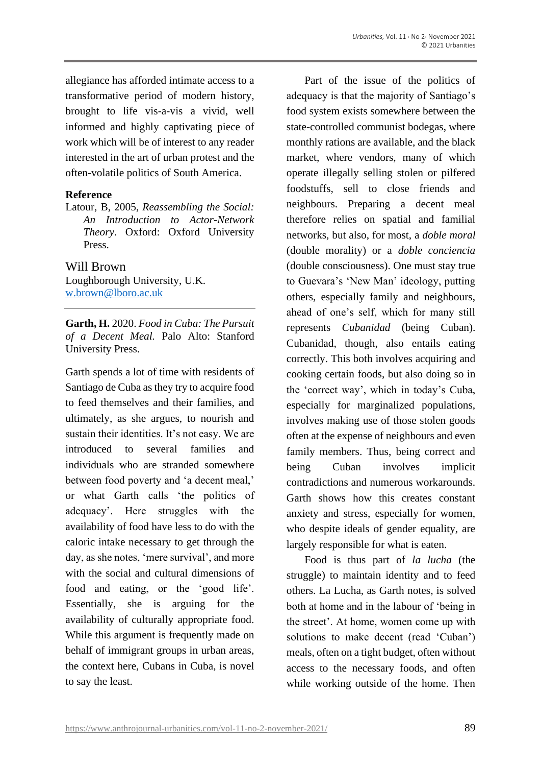allegiance has afforded intimate access to a transformative period of modern history, brought to life vis-a-vis a vivid, well informed and highly captivating piece of work which will be of interest to any reader interested in the art of urban protest and the often-volatile politics of South America.

**Reference**

Latour, B, 2005, *Reassembling the Social: An Introduction to Actor-Network Theory*. Oxford: Oxford University Press.

Will Brown
Loughborough University, U.K.
w.brown@lboro.ac.uk

---

**Garth, H.** 2020. *Food in Cuba: The Pursuit of a Decent Meal.* Palo Alto: Stanford University Press.

Garth spends a lot of time with residents of Santiago de Cuba as they try to acquire food to feed themselves and their families, and ultimately, as she argues, to nourish and sustain their identities. It's not easy. We are introduced to several families and individuals who are stranded somewhere between food poverty and 'a decent meal,' or what Garth calls 'the politics of adequacy'. Here struggles with the availability of food have less to do with the caloric intake necessary to get through the day, as she notes, 'mere survival', and more with the social and cultural dimensions of food and eating, or the 'good life'. Essentially, she is arguing for the availability of culturally appropriate food. While this argument is frequently made on behalf of immigrant groups in urban areas, the context here, Cubans in Cuba, is novel to say the least.

Part of the issue of the politics of adequacy is that the majority of Santiago's food system exists somewhere between the state-controlled communist bodegas, where monthly rations are available, and the black market, where vendors, many of which operate illegally selling stolen or pilfered foodstuffs, sell to close friends and neighbours. Preparing a decent meal therefore relies on spatial and familial networks, but also, for most, a *doble moral* (double morality) or a *doble conciencia* (double consciousness). One must stay true to Guevara's 'New Man' ideology, putting others, especially family and neighbours, ahead of one's self, which for many still represents *Cubanidad* (being Cuban). Cubanidad, though, also entails eating correctly. This both involves acquiring and cooking certain foods, but also doing so in the 'correct way', which in today's Cuba, especially for marginalized populations, involves making use of those stolen goods often at the expense of neighbours and even family members. Thus, being correct and being Cuban involves implicit contradictions and numerous workarounds. Garth shows how this creates constant anxiety and stress, especially for women, who despite ideals of gender equality, are largely responsible for what is eaten.

Food is thus part of *la lucha* (the struggle) to maintain identity and to feed others. La Lucha, as Garth notes, is solved both at home and in the labour of 'being in the street'. At home, women come up with solutions to make decent (read 'Cuban') meals, often on a tight budget, often without access to the necessary foods, and often while working outside of the home. Then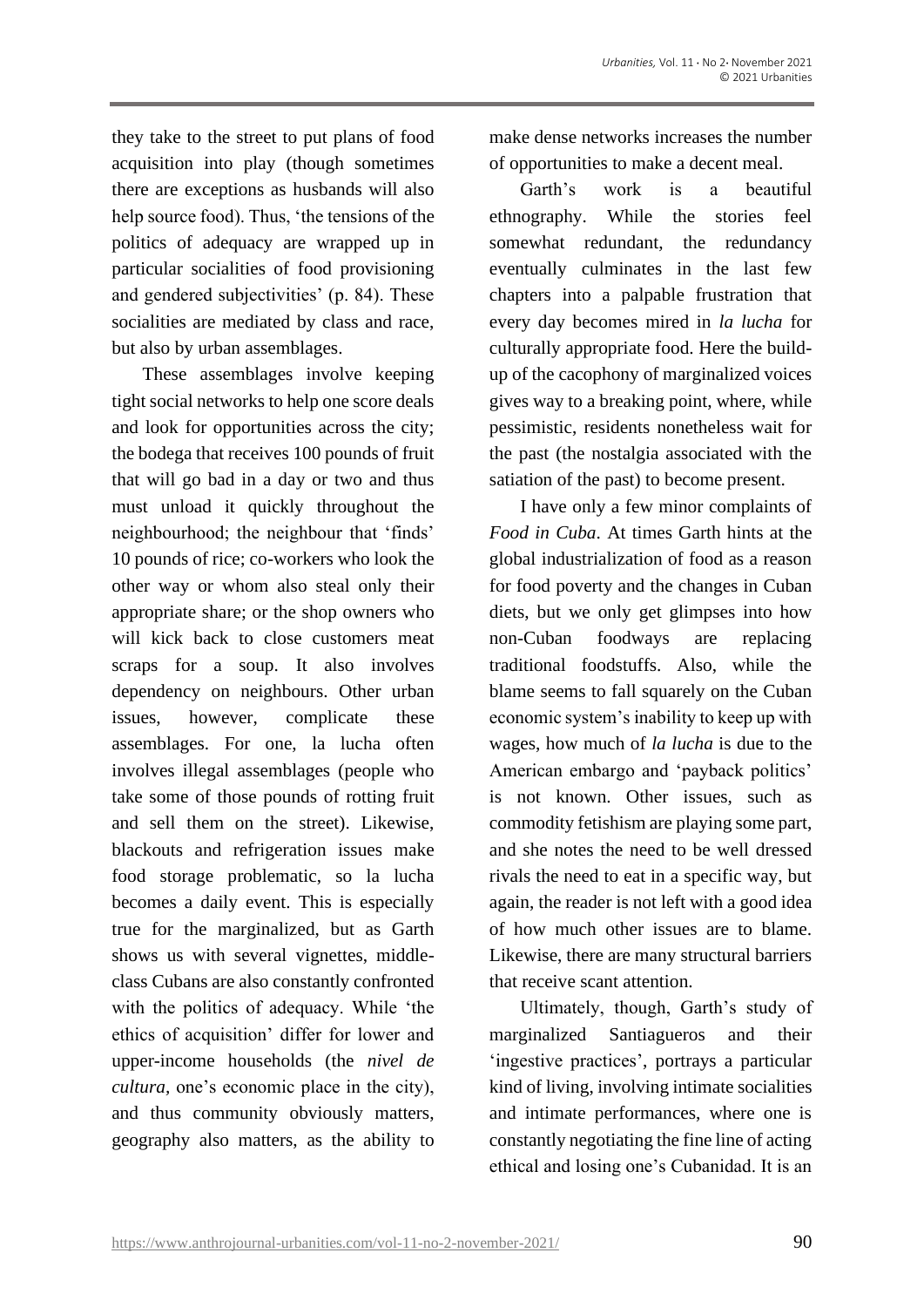they take to the street to put plans of food acquisition into play (though sometimes there are exceptions as husbands will also help source food). Thus, 'the tensions of the politics of adequacy are wrapped up in particular socialities of food provisioning and gendered subjectivities' (p. 84). These socialities are mediated by class and race, but also by urban assemblages.

These assemblages involve keeping tight social networks to help one score deals and look for opportunities across the city; the bodega that receives 100 pounds of fruit that will go bad in a day or two and thus must unload it quickly throughout the neighbourhood; the neighbour that 'finds' 10 pounds of rice; co-workers who look the other way or whom also steal only their appropriate share; or the shop owners who will kick back to close customers meat scraps for a soup. It also involves dependency on neighbours. Other urban issues, however, complicate these assemblages. For one, la lucha often involves illegal assemblages (people who take some of those pounds of rotting fruit and sell them on the street). Likewise, blackouts and refrigeration issues make food storage problematic, so la lucha becomes a daily event. This is especially true for the marginalized, but as Garth shows us with several vignettes, middle-class Cubans are also constantly confronted with the politics of adequacy. While 'the ethics of acquisition' differ for lower and upper-income households (the *nivel de cultura,* one's economic place in the city), and thus community obviously matters, geography also matters, as the ability to make dense networks increases the number of opportunities to make a decent meal.

Garth's work is a beautiful ethnography. While the stories feel somewhat redundant, the redundancy eventually culminates in the last few chapters into a palpable frustration that every day becomes mired in *la lucha* for culturally appropriate food. Here the build-up of the cacophony of marginalized voices gives way to a breaking point, where, while pessimistic, residents nonetheless wait for the past (the nostalgia associated with the satiation of the past) to become present.

I have only a few minor complaints of *Food in Cuba*. At times Garth hints at the global industrialization of food as a reason for food poverty and the changes in Cuban diets, but we only get glimpses into how non-Cuban foodways are replacing traditional foodstuffs. Also, while the blame seems to fall squarely on the Cuban economic system's inability to keep up with wages, how much of *la lucha* is due to the American embargo and 'payback politics' is not known. Other issues, such as commodity fetishism are playing some part, and she notes the need to be well dressed rivals the need to eat in a specific way, but again, the reader is not left with a good idea of how much other issues are to blame. Likewise, there are many structural barriers that receive scant attention.

Ultimately, though, Garth's study of marginalized Santiagueros and their 'ingestive practices', portrays a particular kind of living, involving intimate socialities and intimate performances, where one is constantly negotiating the fine line of acting ethical and losing one's Cubanidad. It is an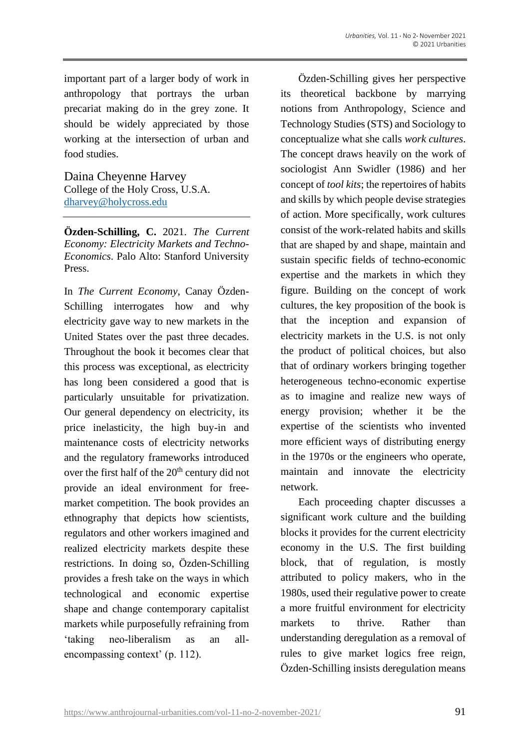important part of a larger body of work in anthropology that portrays the urban precariat making do in the grey zone. It should be widely appreciated by those working at the intersection of urban and food studies.

Daina Cheyenne Harvey
College of the Holy Cross, U.S.A.
dharvey@holycross.edu

---

**Özden-Schilling, C.** 2021. *The Current Economy: Electricity Markets and Techno-Economics*. Palo Alto: Stanford University Press.

In *The Current Economy*, Canay Özden-Schilling interrogates how and why electricity gave way to new markets in the United States over the past three decades. Throughout the book it becomes clear that this process was exceptional, as electricity has long been considered a good that is particularly unsuitable for privatization. Our general dependency on electricity, its price inelasticity, the high buy-in and maintenance costs of electricity networks and the regulatory frameworks introduced over the first half of the 20th century did not provide an ideal environment for free-market competition. The book provides an ethnography that depicts how scientists, regulators and other workers imagined and realized electricity markets despite these restrictions. In doing so, Özden-Schilling provides a fresh take on the ways in which technological and economic expertise shape and change contemporary capitalist markets while purposefully refraining from 'taking neo-liberalism as an all-encompassing context' (p. 112).

Özden-Schilling gives her perspective its theoretical backbone by marrying notions from Anthropology, Science and Technology Studies (STS) and Sociology to conceptualize what she calls *work cultures*. The concept draws heavily on the work of sociologist Ann Swidler (1986) and her concept of *tool kits*; the repertoires of habits and skills by which people devise strategies of action. More specifically, work cultures consist of the work-related habits and skills that are shaped by and shape, maintain and sustain specific fields of techno-economic expertise and the markets in which they figure. Building on the concept of work cultures, the key proposition of the book is that the inception and expansion of electricity markets in the U.S. is not only the product of political choices, but also that of ordinary workers bringing together heterogeneous techno-economic expertise as to imagine and realize new ways of energy provision; whether it be the expertise of the scientists who invented more efficient ways of distributing energy in the 1970s or the engineers who operate, maintain and innovate the electricity network.

Each proceeding chapter discusses a significant work culture and the building blocks it provides for the current electricity economy in the U.S. The first building block, that of regulation, is mostly attributed to policy makers, who in the 1980s, used their regulative power to create a more fruitful environment for electricity markets to thrive. Rather than understanding deregulation as a removal of rules to give market logics free reign, Özden-Schilling insists deregulation means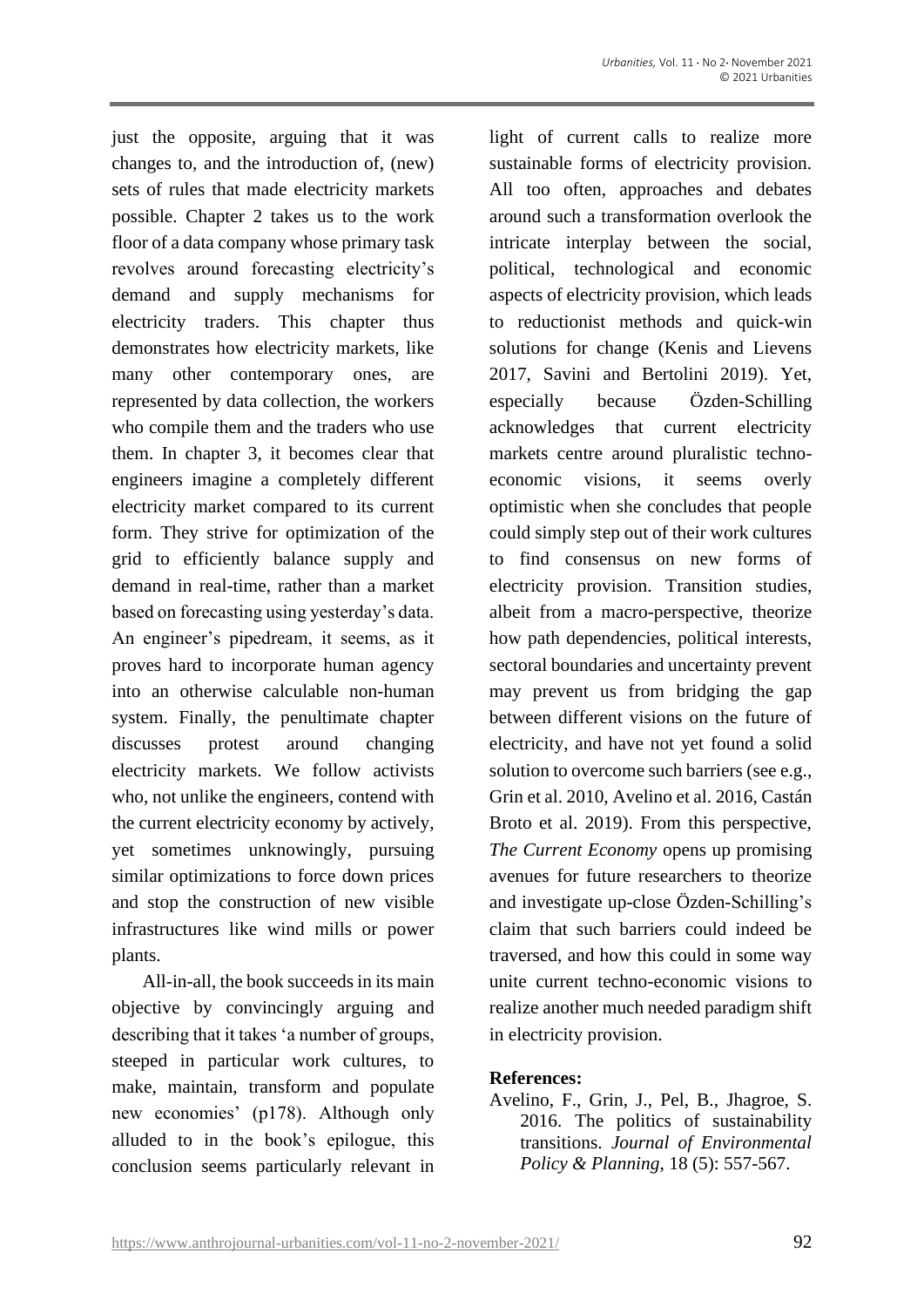just the opposite, arguing that it was changes to, and the introduction of, (new) sets of rules that made electricity markets possible. Chapter 2 takes us to the work floor of a data company whose primary task revolves around forecasting electricity's demand and supply mechanisms for electricity traders. This chapter thus demonstrates how electricity markets, like many other contemporary ones, are represented by data collection, the workers who compile them and the traders who use them. In chapter 3, it becomes clear that engineers imagine a completely different electricity market compared to its current form. They strive for optimization of the grid to efficiently balance supply and demand in real-time, rather than a market based on forecasting using yesterday's data. An engineer's pipedream, it seems, as it proves hard to incorporate human agency into an otherwise calculable non-human system. Finally, the penultimate chapter discusses protest around changing electricity markets. We follow activists who, not unlike the engineers, contend with the current electricity economy by actively, yet sometimes unknowingly, pursuing similar optimizations to force down prices and stop the construction of new visible infrastructures like wind mills or power plants.

All-in-all, the book succeeds in its main objective by convincingly arguing and describing that it takes 'a number of groups, steeped in particular work cultures, to make, maintain, transform and populate new economies' (p178). Although only alluded to in the book's epilogue, this conclusion seems particularly relevant in light of current calls to realize more sustainable forms of electricity provision. All too often, approaches and debates around such a transformation overlook the intricate interplay between the social, political, technological and economic aspects of electricity provision, which leads to reductionist methods and quick-win solutions for change (Kenis and Lievens 2017, Savini and Bertolini 2019). Yet, especially because Özden-Schilling acknowledges that current electricity markets centre around pluralistic techno-economic visions, it seems overly optimistic when she concludes that people could simply step out of their work cultures to find consensus on new forms of electricity provision. Transition studies, albeit from a macro-perspective, theorize how path dependencies, political interests, sectoral boundaries and uncertainty prevent may prevent us from bridging the gap between different visions on the future of electricity, and have not yet found a solid solution to overcome such barriers (see e.g., Grin et al. 2010, Avelino et al. 2016, Castán Broto et al. 2019). From this perspective, *The Current Economy* opens up promising avenues for future researchers to theorize and investigate up-close Özden-Schilling's claim that such barriers could indeed be traversed, and how this could in some way unite current techno-economic visions to realize another much needed paradigm shift in electricity provision.

**References:**

Avelino, F., Grin, J., Pel, B., Jhagroe, S. 2016. The politics of sustainability transitions. *Journal of Environmental Policy & Planning*, 18 (5): 557-567.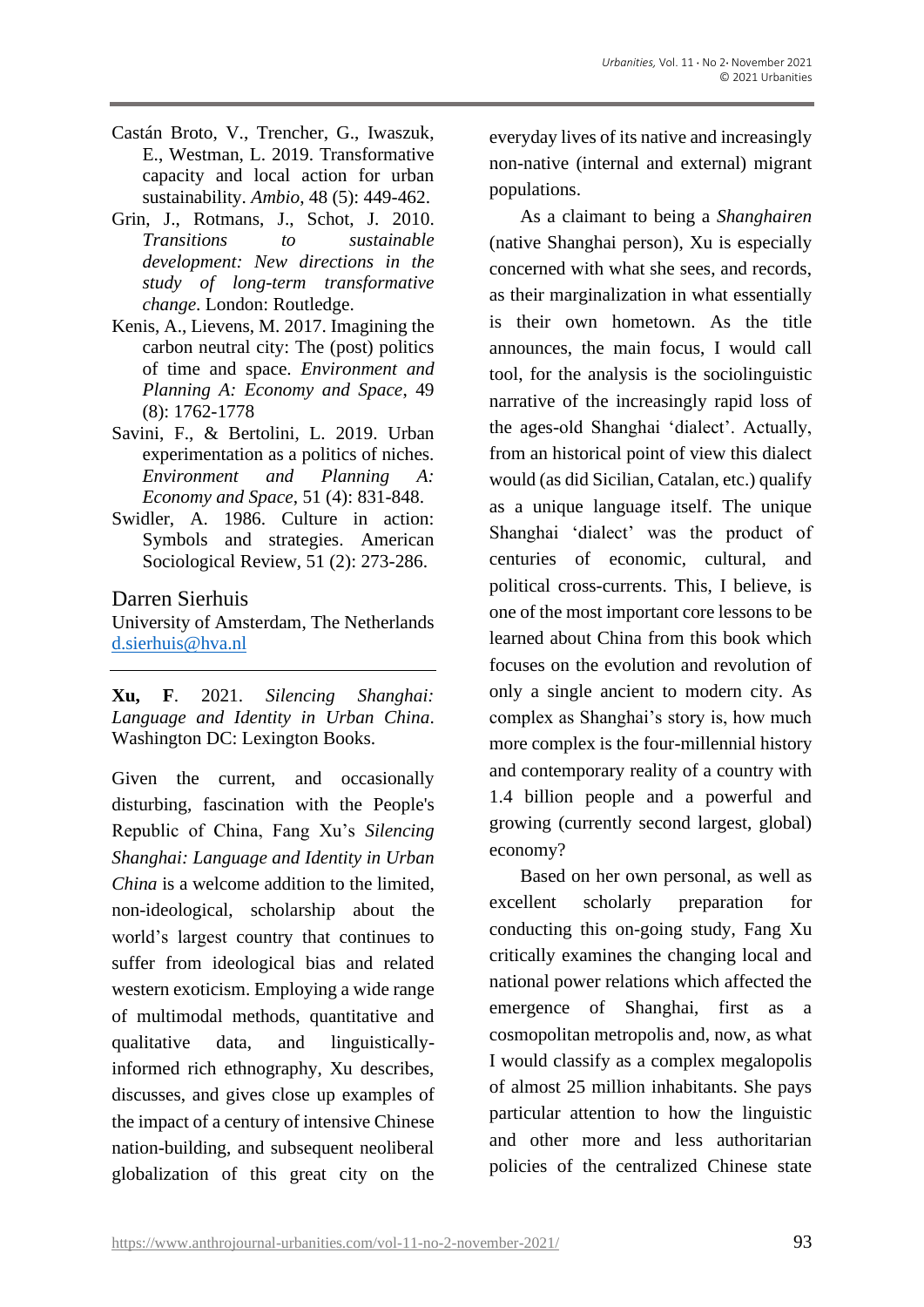Castán Broto, V., Trencher, G., Iwaszuk, E., Westman, L. 2019. Transformative capacity and local action for urban sustainability. *Ambio*, 48 (5): 449-462.

Grin, J., Rotmans, J., Schot, J. 2010. *Transitions to sustainable development: New directions in the study of long-term transformative change*. London: Routledge.

Kenis, A., Lievens, M. 2017. Imagining the carbon neutral city: The (post) politics of time and space. *Environment and Planning A: Economy and Space*, 49 (8): 1762-1778

Savini, F., & Bertolini, L. 2019. Urban experimentation as a politics of niches. *Environment and Planning A: Economy and Space*, 51 (4): 831-848.

Swidler, A. 1986. Culture in action: Symbols and strategies. American Sociological Review, 51 (2): 273-286.

## Darren Sierhuis

University of Amsterdam, The Netherlands
d.sierhuis@hva.nl

---

**Xu, F**. 2021. *Silencing Shanghai: Language and Identity in Urban China*. Washington DC: Lexington Books.

Given the current, and occasionally disturbing, fascination with the People's Republic of China, Fang Xu's *Silencing Shanghai: Language and Identity in Urban China* is a welcome addition to the limited, non-ideological, scholarship about the world's largest country that continues to suffer from ideological bias and related western exoticism. Employing a wide range of multimodal methods, quantitative and qualitative data, and linguistically-informed rich ethnography, Xu describes, discusses, and gives close up examples of the impact of a century of intensive Chinese nation-building, and subsequent neoliberal globalization of this great city on the everyday lives of its native and increasingly non-native (internal and external) migrant populations.

As a claimant to being a *Shanghairen* (native Shanghai person), Xu is especially concerned with what she sees, and records, as their marginalization in what essentially is their own hometown. As the title announces, the main focus, I would call tool, for the analysis is the sociolinguistic narrative of the increasingly rapid loss of the ages-old Shanghai 'dialect'. Actually, from an historical point of view this dialect would (as did Sicilian, Catalan, etc.) qualify as a unique language itself. The unique Shanghai 'dialect' was the product of centuries of economic, cultural, and political cross-currents. This, I believe, is one of the most important core lessons to be learned about China from this book which focuses on the evolution and revolution of only a single ancient to modern city. As complex as Shanghai's story is, how much more complex is the four-millennial history and contemporary reality of a country with 1.4 billion people and a powerful and growing (currently second largest, global) economy?

Based on her own personal, as well as excellent scholarly preparation for conducting this on-going study, Fang Xu critically examines the changing local and national power relations which affected the emergence of Shanghai, first as a cosmopolitan metropolis and, now, as what I would classify as a complex megalopolis of almost 25 million inhabitants. She pays particular attention to how the linguistic and other more and less authoritarian policies of the centralized Chinese state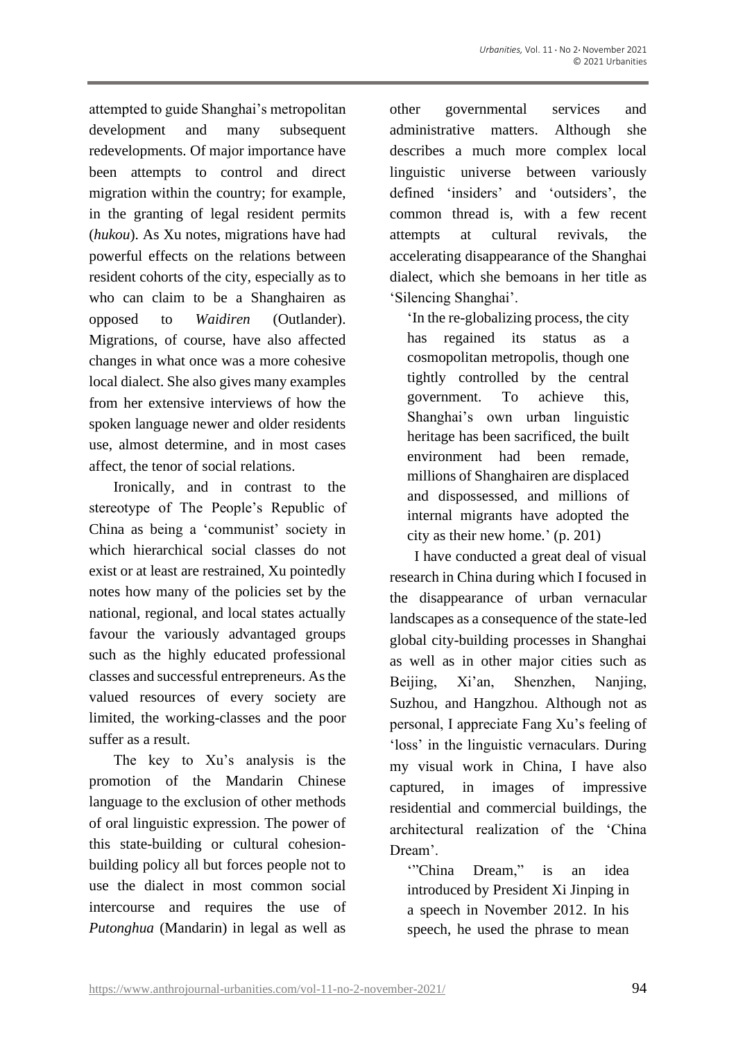attempted to guide Shanghai's metropolitan development and many subsequent redevelopments. Of major importance have been attempts to control and direct migration within the country; for example, in the granting of legal resident permits (*hukou*). As Xu notes, migrations have had powerful effects on the relations between resident cohorts of the city, especially as to who can claim to be a Shanghairen as opposed to *Waidiren* (Outlander). Migrations, of course, have also affected changes in what once was a more cohesive local dialect. She also gives many examples from her extensive interviews of how the spoken language newer and older residents use, almost determine, and in most cases affect, the tenor of social relations.

Ironically, and in contrast to the stereotype of The People's Republic of China as being a 'communist' society in which hierarchical social classes do not exist or at least are restrained, Xu pointedly notes how many of the policies set by the national, regional, and local states actually favour the variously advantaged groups such as the highly educated professional classes and successful entrepreneurs. As the valued resources of every society are limited, the working-classes and the poor suffer as a result.

The key to Xu's analysis is the promotion of the Mandarin Chinese language to the exclusion of other methods of oral linguistic expression. The power of this state-building or cultural cohesion-building policy all but forces people not to use the dialect in most common social intercourse and requires the use of *Putonghua* (Mandarin) in legal as well as other governmental services and administrative matters. Although she describes a much more complex local linguistic universe between variously defined 'insiders' and 'outsiders', the common thread is, with a few recent attempts at cultural revivals, the accelerating disappearance of the Shanghai dialect, which she bemoans in her title as 'Silencing Shanghai'.

> 'In the re-globalizing process, the city has regained its status as a cosmopolitan metropolis, though one tightly controlled by the central government. To achieve this, Shanghai's own urban linguistic heritage has been sacrificed, the built environment had been remade, millions of Shanghairen are displaced and dispossessed, and millions of internal migrants have adopted the city as their new home.' (p. 201)

I have conducted a great deal of visual research in China during which I focused in the disappearance of urban vernacular landscapes as a consequence of the state-led global city-building processes in Shanghai as well as in other major cities such as Beijing, Xi'an, Shenzhen, Nanjing, Suzhou, and Hangzhou. Although not as personal, I appreciate Fang Xu's feeling of 'loss' in the linguistic vernaculars. During my visual work in China, I have also captured, in images of impressive residential and commercial buildings, the architectural realization of the 'China Dream'.

> '"China Dream," is an idea introduced by President Xi Jinping in a speech in November 2012. In his speech, he used the phrase to mean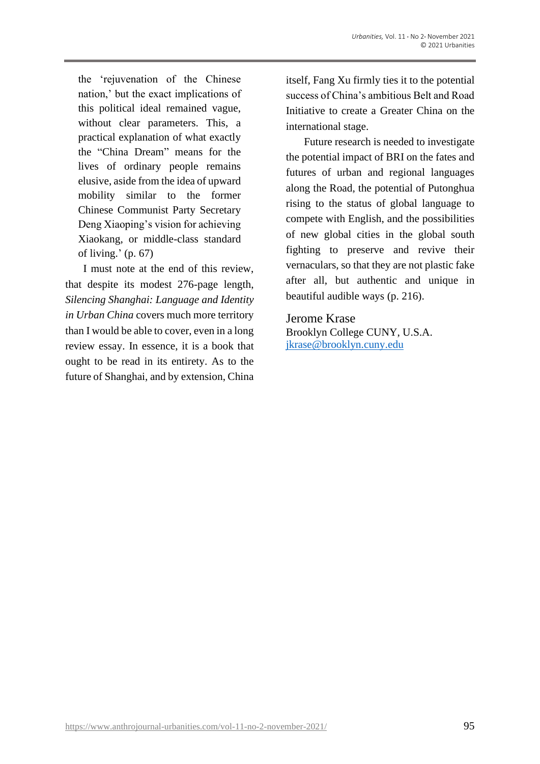the 'rejuvenation of the Chinese nation,' but the exact implications of this political ideal remained vague, without clear parameters. This, a practical explanation of what exactly the "China Dream" means for the lives of ordinary people remains elusive, aside from the idea of upward mobility similar to the former Chinese Communist Party Secretary Deng Xiaoping's vision for achieving Xiaokang, or middle-class standard of living.' (p. 67)

I must note at the end of this review, that despite its modest 276-page length, *Silencing Shanghai: Language and Identity in Urban China* covers much more territory than I would be able to cover, even in a long review essay. In essence, it is a book that ought to be read in its entirety. As to the future of Shanghai, and by extension, China itself, Fang Xu firmly ties it to the potential success of China's ambitious Belt and Road Initiative to create a Greater China on the international stage.

Future research is needed to investigate the potential impact of BRI on the fates and futures of urban and regional languages along the Road, the potential of Putonghua rising to the status of global language to compete with English, and the possibilities of new global cities in the global south fighting to preserve and revive their vernaculars, so that they are not plastic fake after all, but authentic and unique in beautiful audible ways (p. 216).

Jerome Krase
Brooklyn College CUNY, U.S.A.
jkrase@brooklyn.cuny.edu